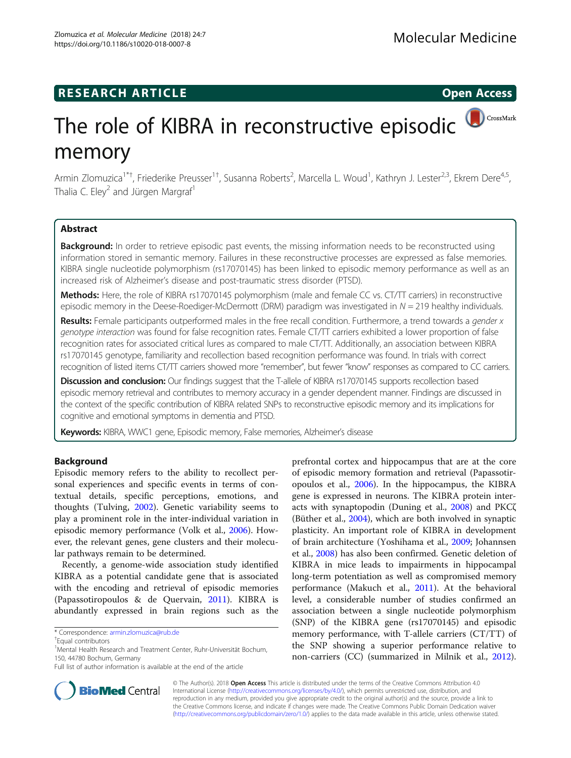RESEARCH ARTICLE

Open Access

# The role of KIBRA in reconstructive episodic memory

Armin Zlomuzica[1*†], Friederike Preusser[1†], Susanna Roberts[2], Marcella L. Woud[1], Kathryn J. Lester[2,3], Ekrem Dere[4,5], Thalia C. Eley[2] and Jürgen Margraf[1]

## Abstract

**Background:** In order to retrieve episodic past events, the missing information needs to be reconstructed using information stored in semantic memory. Failures in these reconstructive processes are expressed as false memories. KIBRA single nucleotide polymorphism (rs17070145) has been linked to episodic memory performance as well as an increased risk of Alzheimer's disease and post-traumatic stress disorder (PTSD).

**Methods:** Here, the role of KIBRA rs17070145 polymorphism (male and female CC vs. CT/TT carriers) in reconstructive episodic memory in the Deese-Roediger-McDermott (DRM) paradigm was investigated in $N = 219$ healthy individuals.

**Results:** Female participants outperformed males in the free recall condition. Furthermore, a trend towards a *gender x genotype interaction* was found for false recognition rates. Female CT/TT carriers exhibited a lower proportion of false recognition rates for associated critical lures as compared to male CT/TT. Additionally, an association between KIBRA rs17070145 genotype, familiarity and recollection based recognition performance was found. In trials with correct recognition of listed items CT/TT carriers showed more "remember", but fewer "know" responses as compared to CC carriers.

**Discussion and conclusion:** Our findings suggest that the T-allele of KIBRA rs17070145 supports recollection based episodic memory retrieval and contributes to memory accuracy in a gender dependent manner. Findings are discussed in the context of the specific contribution of KIBRA related SNPs to reconstructive episodic memory and its implications for cognitive and emotional symptoms in dementia and PTSD.

**Keywords:** KIBRA, WWC1 gene, Episodic memory, False memories, Alzheimer's disease

## Background

Episodic memory refers to the ability to recollect personal experiences and specific events in terms of contextual details, specific perceptions, emotions, and thoughts (Tulving, 2002). Genetic variability seems to play a prominent role in the inter-individual variation in episodic memory performance (Volk et al., 2006). However, the relevant genes, gene clusters and their molecular pathways remain to be determined.

Recently, a genome-wide association study identified KIBRA as a potential candidate gene that is associated with the encoding and retrieval of episodic memories (Papassotiropoulos & de Quervain, 2011). KIBRA is abundantly expressed in brain regions such as the prefrontal cortex and hippocampus that are at the core of episodic memory formation and retrieval (Papassotiropoulos et al., 2006). In the hippocampus, the KIBRA gene is expressed in neurons. The KIBRA protein interacts with synaptopodin (Duning et al., 2008) and PKCζ (Büther et al., 2004), which are both involved in synaptic plasticity. An important role of KIBRA in development of brain architecture (Yoshihama et al., 2009; Johannsen et al., 2008) has also been confirmed. Genetic deletion of KIBRA in mice leads to impairments in hippocampal long-term potentiation as well as compromised memory performance (Makuch et al., 2011). At the behavioral level, a considerable number of studies confirmed an association between a single nucleotide polymorphism (SNP) of the KIBRA gene (rs17070145) and episodic memory performance, with T-allele carriers (CT/TT) of the SNP showing a superior performance relative to non-carriers (CC) (summarized in Milnik et al., 2012).

\* Correspondence: armin.zlomuzica@rub.de

†Equal contributors

[1]Mental Health Research and Treatment Center, Ruhr-Universität Bochum, 150, 44780 Bochum, Germany

Full list of author information is available at the end of the article

© The Author(s). 2018 **Open Access** This article is distributed under the terms of the Creative Commons Attribution 4.0 International License (http://creativecommons.org/licenses/by/4.0/), which permits unrestricted use, distribution, and reproduction in any medium, provided you give appropriate credit to the original author(s) and the source, provide a link to the Creative Commons license, and indicate if changes were made. The Creative Commons Public Domain Dedication waiver (http://creativecommons.org/publicdomain/zero/1.0/) applies to the data made available in this article, unless otherwise stated.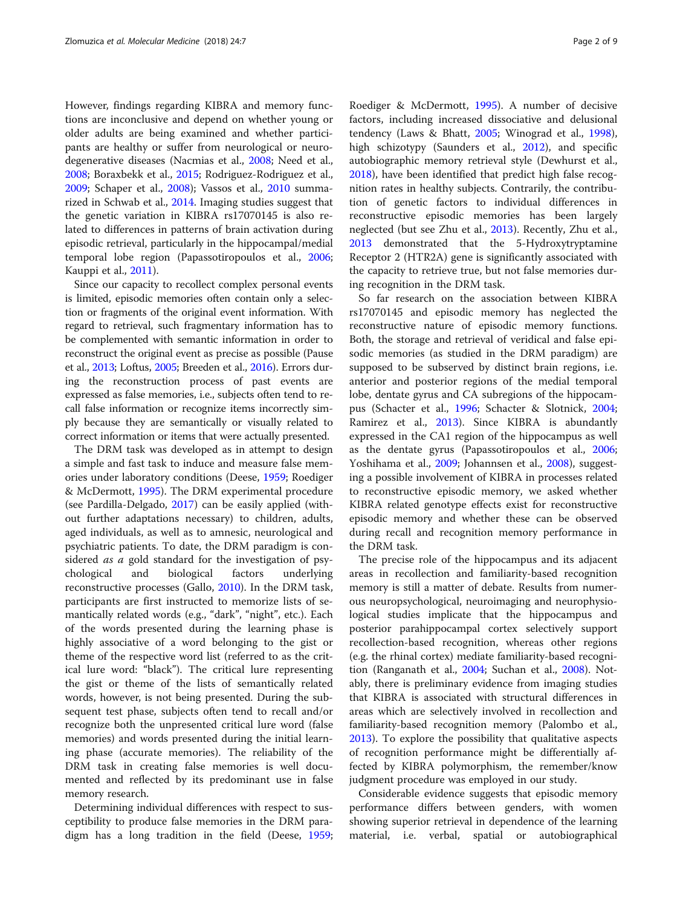However, findings regarding KIBRA and memory functions are inconclusive and depend on whether young or older adults are being examined and whether participants are healthy or suffer from neurological or neurodegenerative diseases (Nacmias et al., 2008; Need et al., 2008; Boraxbekk et al., 2015; Rodriguez-Rodriguez et al., 2009; Schaper et al., 2008); Vassos et al., 2010 summarized in Schwab et al., 2014. Imaging studies suggest that the genetic variation in KIBRA rs17070145 is also related to differences in patterns of brain activation during episodic retrieval, particularly in the hippocampal/medial temporal lobe region (Papassotiropoulos et al., 2006; Kauppi et al., 2011).

Since our capacity to recollect complex personal events is limited, episodic memories often contain only a selection or fragments of the original event information. With regard to retrieval, such fragmentary information has to be complemented with semantic information in order to reconstruct the original event as precise as possible (Pause et al., 2013; Loftus, 2005; Breeden et al., 2016). Errors during the reconstruction process of past events are expressed as false memories, i.e., subjects often tend to recall false information or recognize items incorrectly simply because they are semantically or visually related to correct information or items that were actually presented.

The DRM task was developed as in attempt to design a simple and fast task to induce and measure false memories under laboratory conditions (Deese, 1959; Roediger & McDermott, 1995). The DRM experimental procedure (see Pardilla-Delgado, 2017) can be easily applied (without further adaptations necessary) to children, adults, aged individuals, as well as to amnesic, neurological and psychiatric patients. To date, the DRM paradigm is considered *as a* gold standard for the investigation of psychological and biological factors underlying reconstructive processes (Gallo, 2010). In the DRM task, participants are first instructed to memorize lists of semantically related words (e.g., "dark", "night", etc.). Each of the words presented during the learning phase is highly associative of a word belonging to the gist or theme of the respective word list (referred to as the critical lure word: "black"). The critical lure representing the gist or theme of the lists of semantically related words, however, is not being presented. During the subsequent test phase, subjects often tend to recall and/or recognize both the unpresented critical lure word (false memories) and words presented during the initial learning phase (accurate memories). The reliability of the DRM task in creating false memories is well documented and reflected by its predominant use in false memory research.

Determining individual differences with respect to susceptibility to produce false memories in the DRM paradigm has a long tradition in the field (Deese, 1959; Roediger & McDermott, 1995). A number of decisive factors, including increased dissociative and delusional tendency (Laws & Bhatt, 2005; Winograd et al., 1998), high schizotypy (Saunders et al., 2012), and specific autobiographic memory retrieval style (Dewhurst et al., 2018), have been identified that predict high false recognition rates in healthy subjects. Contrarily, the contribution of genetic factors to individual differences in reconstructive episodic memories has been largely neglected (but see Zhu et al., 2013). Recently, Zhu et al., 2013 demonstrated that the 5-Hydroxytryptamine Receptor 2 (HTR2A) gene is significantly associated with the capacity to retrieve true, but not false memories during recognition in the DRM task.

So far research on the association between KIBRA rs17070145 and episodic memory has neglected the reconstructive nature of episodic memory functions. Both, the storage and retrieval of veridical and false episodic memories (as studied in the DRM paradigm) are supposed to be subserved by distinct brain regions, i.e. anterior and posterior regions of the medial temporal lobe, dentate gyrus and CA subregions of the hippocampus (Schacter et al., 1996; Schacter & Slotnick, 2004; Ramirez et al., 2013). Since KIBRA is abundantly expressed in the CA1 region of the hippocampus as well as the dentate gyrus (Papassotiropoulos et al., 2006; Yoshihama et al., 2009; Johannsen et al., 2008), suggesting a possible involvement of KIBRA in processes related to reconstructive episodic memory, we asked whether KIBRA related genotype effects exist for reconstructive episodic memory and whether these can be observed during recall and recognition memory performance in the DRM task.

The precise role of the hippocampus and its adjacent areas in recollection and familiarity-based recognition memory is still a matter of debate. Results from numerous neuropsychological, neuroimaging and neurophysiological studies implicate that the hippocampus and posterior parahippocampal cortex selectively support recollection-based recognition, whereas other regions (e.g. the rhinal cortex) mediate familiarity-based recognition (Ranganath et al., 2004; Suchan et al., 2008). Notably, there is preliminary evidence from imaging studies that KIBRA is associated with structural differences in areas which are selectively involved in recollection and familiarity-based recognition memory (Palombo et al., 2013). To explore the possibility that qualitative aspects of recognition performance might be differentially affected by KIBRA polymorphism, the remember/know judgment procedure was employed in our study.

Considerable evidence suggests that episodic memory performance differs between genders, with women showing superior retrieval in dependence of the learning material, i.e. verbal, spatial or autobiographical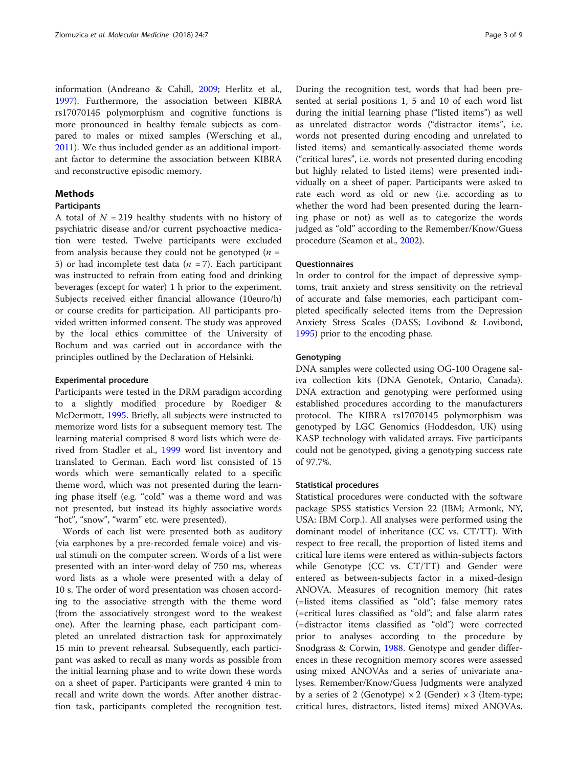information (Andreano & Cahill, 2009; Herlitz et al., 1997). Furthermore, the association between KIBRA rs17070145 polymorphism and cognitive functions is more pronounced in healthy female subjects as compared to males or mixed samples (Wersching et al., 2011). We thus included gender as an additional important factor to determine the association between KIBRA and reconstructive episodic memory.

## Methods

### Participants

A total of $N = 219$ healthy students with no history of psychiatric disease and/or current psychoactive medication were tested. Twelve participants were excluded from analysis because they could not be genotyped ($n = 5$) or had incomplete test data ($n = 7$). Each participant was instructed to refrain from eating food and drinking beverages (except for water) 1 h prior to the experiment. Subjects received either financial allowance (10euro/h) or course credits for participation. All participants provided written informed consent. The study was approved by the local ethics committee of the University of Bochum and was carried out in accordance with the principles outlined by the Declaration of Helsinki.

### Experimental procedure

Participants were tested in the DRM paradigm according to a slightly modified procedure by Roediger & McDermott, 1995. Briefly, all subjects were instructed to memorize word lists for a subsequent memory test. The learning material comprised 8 word lists which were derived from Stadler et al., 1999 word list inventory and translated to German. Each word list consisted of 15 words which were semantically related to a specific theme word, which was not presented during the learning phase itself (e.g. "cold" was a theme word and was not presented, but instead its highly associative words "hot", "snow", "warm" etc. were presented).

Words of each list were presented both as auditory (via earphones by a pre-recorded female voice) and visual stimuli on the computer screen. Words of a list were presented with an inter-word delay of 750 ms, whereas word lists as a whole were presented with a delay of 10 s. The order of word presentation was chosen according to the associative strength with the theme word (from the associatively strongest word to the weakest one). After the learning phase, each participant completed an unrelated distraction task for approximately 15 min to prevent rehearsal. Subsequently, each participant was asked to recall as many words as possible from the initial learning phase and to write down these words on a sheet of paper. Participants were granted 4 min to recall and write down the words. After another distraction task, participants completed the recognition test. During the recognition test, words that had been presented at serial positions 1, 5 and 10 of each word list during the initial learning phase ("listed items") as well as unrelated distractor words ("distractor items", i.e. words not presented during encoding and unrelated to listed items) and semantically-associated theme words ("critical lures", i.e. words not presented during encoding but highly related to listed items) were presented individually on a sheet of paper. Participants were asked to rate each word as old or new (i.e. according as to whether the word had been presented during the learning phase or not) as well as to categorize the words judged as "old" according to the Remember/Know/Guess procedure (Seamon et al., 2002).

### Questionnaires

In order to control for the impact of depressive symptoms, trait anxiety and stress sensitivity on the retrieval of accurate and false memories, each participant completed specifically selected items from the Depression Anxiety Stress Scales (DASS; Lovibond & Lovibond, 1995) prior to the encoding phase.

### Genotyping

DNA samples were collected using OG-100 Oragene saliva collection kits (DNA Genotek, Ontario, Canada). DNA extraction and genotyping were performed using established procedures according to the manufacturers protocol. The KIBRA rs17070145 polymorphism was genotyped by LGC Genomics (Hoddesdon, UK) using KASP technology with validated arrays. Five participants could not be genotyped, giving a genotyping success rate of 97.7%.

### Statistical procedures

Statistical procedures were conducted with the software package SPSS statistics Version 22 (IBM; Armonk, NY, USA: IBM Corp.). All analyses were performed using the dominant model of inheritance (CC vs. CT/TT). With respect to free recall, the proportion of listed items and critical lure items were entered as within-subjects factors while Genotype (CC vs. CT/TT) and Gender were entered as between-subjects factor in a mixed-design ANOVA. Measures of recognition memory (hit rates (=listed items classified as "old"; false memory rates (=critical lures classified as "old"; and false alarm rates (=distractor items classified as "old") were corrected prior to analyses according to the procedure by Snodgrass & Corwin, 1988. Genotype and gender differences in these recognition memory scores were assessed using mixed ANOVAs and a series of univariate analyses. Remember/Know/Guess Judgments were analyzed by a series of 2 (Genotype) × 2 (Gender) × 3 (Item-type; critical lures, distractors, listed items) mixed ANOVAs.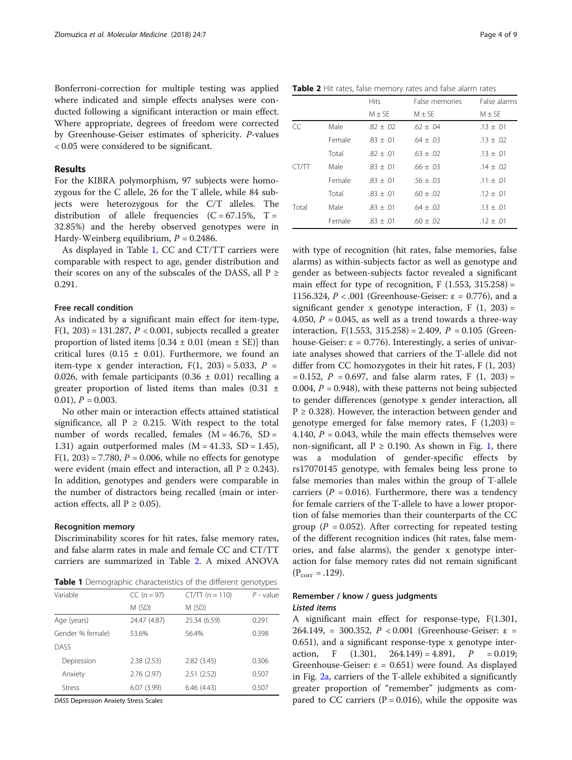Bonferroni-correction for multiple testing was applied where indicated and simple effects analyses were conducted following a significant interaction or main effect. Where appropriate, degrees of freedom were corrected by Greenhouse-Geiser estimates of sphericity. *P*-values < 0.05 were considered to be significant.

## Results

For the KIBRA polymorphism, 97 subjects were homozygous for the C allele, 26 for the T allele, while 84 subjects were heterozygous for the C/T alleles. The distribution of allele frequencies (C = 67.15%, T = 32.85%) and the hereby observed genotypes were in Hardy-Weinberg equilibrium, $P = 0.2486$.

As displayed in Table 1, CC and CT/TT carriers were comparable with respect to age, gender distribution and their scores on any of the subscales of the DASS, all $P \geq 0.291$.

### Free recall condition

As indicated by a significant main effect for item-type, $F(1, 203) = 131.287$, $P < 0.001$, subjects recalled a greater proportion of listed items [0.34 ± 0.01 (mean ± SE)] than critical lures (0.15 ± 0.01). Furthermore, we found an item-type x gender interaction, $F(1, 203) = 5.033$, $P = 0.026$, with female participants (0.36 ± 0.01) recalling a greater proportion of listed items than males (0.31 ± 0.01), $P = 0.003$.

No other main or interaction effects attained statistical significance, all $P \geq 0.215$. With respect to the total number of words recalled, females (M = 46.76, SD = 1.31) again outperformed males (M = 41.33, SD = 1.45), $F(1, 203) = 7.780$, $P = 0.006$, while no effects for genotype were evident (main effect and interaction, all $P \geq 0.243$). In addition, genotypes and genders were comparable in the number of distractors being recalled (main or interaction effects, all $P \geq 0.05$).

### Recognition memory

Discriminability scores for hit rates, false memory rates, and false alarm rates in male and female CC and CT/TT carriers are summarized in Table 2. A mixed ANOVA with type of recognition (hit rates, false memories, false alarms) as within-subjects factor as well as genotype and gender as between-subjects factor revealed a significant main effect for type of recognition, $F(1.553, 315.258) = 1156.324$, $P < .001$ (Greenhouse-Geiser: ε = 0.776), and a significant gender x genotype interaction, $F(1, 203) = 4.050$, $P = 0.045$, as well as a trend towards a three-way interaction, $F(1.553, 315.258) = 2.409$, $P = 0.105$ (Greenhouse-Geiser: ε = 0.776). Interestingly, a series of univariate analyses showed that carriers of the T-allele did not differ from CC homozygotes in their hit rates, $F(1, 203) = 0.152$, $P = 0.697$, and false alarm rates, $F(1, 203) = 0.004$, $P = 0.948$), with these patterns not being subjected to gender differences (genotype x gender interaction, all $P \geq 0.328$). However, the interaction between gender and genotype emerged for false memory rates, $F(1,203) = 4.140$, $P = 0.043$, while the main effects themseves were non-significant, all $P \geq 0.190$. As shown in Fig. 1, there was a modulation of gender-specific effects by rs17070145 genotype, with females being less prone to false memories than males within the group of T-allele carriers ($P = 0.016$). Furthermore, there was a tendency for female carriers of the T-allele to have a lower proportion of false memories than their counterparts of the CC group ($P = 0.052$). After correcting for repeated testing of the different recognition indices (hit rates, false memories, and false alarms), the gender x genotype interaction for false memory rates did not remain significant ($P_{corr} = .129$).

**Table 1** Demographic characteristics of the different genotypes

| Variable | CC (n = 97) | CT/TT (n = 110) | *P* - value |
|---|---|---|---|
| | M (SD) | M (SD) | |
| Age (years) | 24.47 (4.87) | 25.34 (6.59) | 0.291 |
| Gender % female) | 53.6% | 56.4% | 0.398 |
| DASS | | | |
| Depression | 2.38 (2.53) | 2.82 (3.45) | 0.306 |
| Anxiety | 2.76 (2.97) | 2.51 (2.52) | 0.507 |
| Stress | 6.07 (3.99) | 6.46 (4.43) | 0.507 |

*DASS* Depression Anxiety Stress Scales

**Table 2** Hit rates, false memory rates and false alarm rates

| | | Hits | False memories | False alarms |
|---|---|---|---|---|
| | | M ± SE | M ± SE | M ± SE |
| CC | Male | .82 ± .02 | .62 ± .04 | .13 ± .01 |
| | Female | .83 ± .01 | .64 ± .03 | .13 ± .02 |
| | Total | .82 ± .01 | .63 ± .02 | .13 ± .01 |
| CT/TT | Male | .83 ± .01 | .66 ± .03 | .14 ± .02 |
| | Female | .83 ± .01 | .56 ± .03 | .11 ± .01 |
| | Total | .83 ± .01 | .60 ± .02 | .12 ± .01 |
| Total | Male | .83 ± .01 | .64 ± .02 | .13 ± .01 |
| | Female | .83 ± .01 | .60 ± .02 | .12 ± .01 |

### Remember / know / guess judgments

#### *Listed items*

A significant main effect for response-type, $F(1.301, 264.149) = 300.352$, $P < 0.001$ (Greenhouse-Geiser: ε = 0.651), and a significant response-type x genotype interaction, $F(1.301, 264.149) = 4.891$, $P = 0.019$; Greenhouse-Geiser: ε = 0.651) were found. As displayed in Fig. 2a, carriers of the T-allele exhibited a significantly greater proportion of "remember" judgments as compared to CC carriers ($P = 0.016$), while the opposite was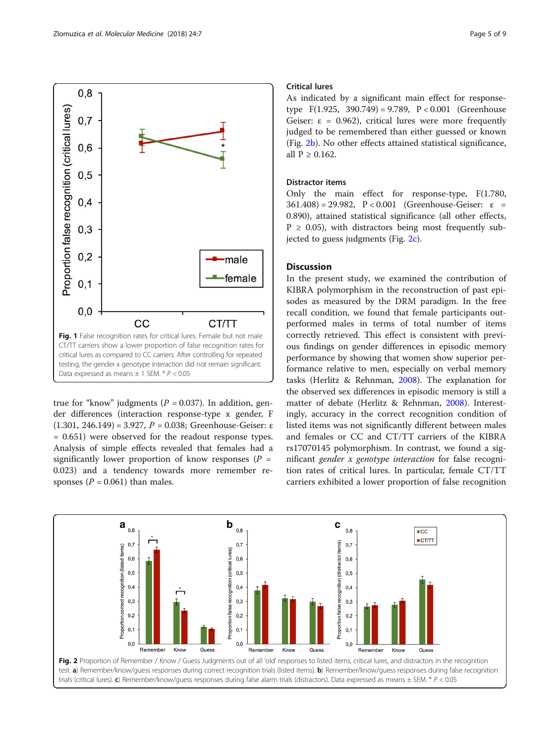Fig. 1 False recognition rates for critical lures. Female but not male CT/TT carriers show a lower proportion of false recognition rates for critical lures as compared to CC carriers. After controlling for repeated testing, the gender x genotype interaction did not remain significant. Data expressed as means ± 1 SEM. * $P < 0.05$

true for "know" judgments ($P = 0.037$). In addition, gender differences (interaction response-type x gender, $F(1.301, 246.149) = 3.927$, $P = 0.038$; Greenhouse-Geiser: $\varepsilon = 0.651$) were observed for the readout response types. Analysis of simple effects revealed that females had a significantly lower proportion of know responses ($P = 0.023$) and a tendency towards more remember responses ($P = 0.061$) than males.

### Critical lures

As indicated by a significant main effect for response-type $F(1.925, 390.749) = 9.789$, $P < 0.001$ (Greenhouse Geiser: $\varepsilon = 0.962$), critical lures were more frequently judged to be remembered than either guessed or known (Fig. 2b). No other effects attained statistical significance, all $P \geq 0.162$.

### Distractor items

Only the main effect for response-type, $F(1.780, 361.408) = 29.982$, $P < 0.001$ (Greenhouse-Geiser: $\varepsilon = 0.890$), attained statistical significance (all other effects, $P \geq 0.05$), with distractors being most frequently subjected to guess judgments (Fig. 2c).

## Discussion

In the present study, we examined the contribution of KIBRA polymorphism in the reconstruction of past episodes as measured by the DRM paradigm. In the free recall condition, we found that female participants outperformed males in terms of total number of items correctly retrieved. This effect is consistent with previous findings on gender differences in episodic memory performance by showing that women show superior performance relative to men, especially on verbal memory tasks (Herlitz & Rehnman, 2008). The explanation for the observed sex differences in episodic memory is still a matter of debate (Herlitz & Rehnman, 2008). Interestingly, accuracy in the correct recognition condition of listed items was not significantly different between males and females or CC and CT/TT carriers of the KIBRA rs17070145 polymorphism. In contrast, we found a significant *gender x genotype interaction* for false recognition rates of critical lures. In particular, female CT/TT carriers exhibited a lower proportion of false recognition

Fig. 2 Proportion of Remember / Know / Guess Judgments out of all 'old' responses to listed items, critical lures, and distractors in the recognition test. **a**) Remember/know/guess responses during correct recognition trials (listed items). **b**) Remember/know/guess responses during false recognition trials (critical lures). **c**) Remember/know/guess responses during false alarm trials (distractors). Data expressed as means ± SEM. * $P < 0.05$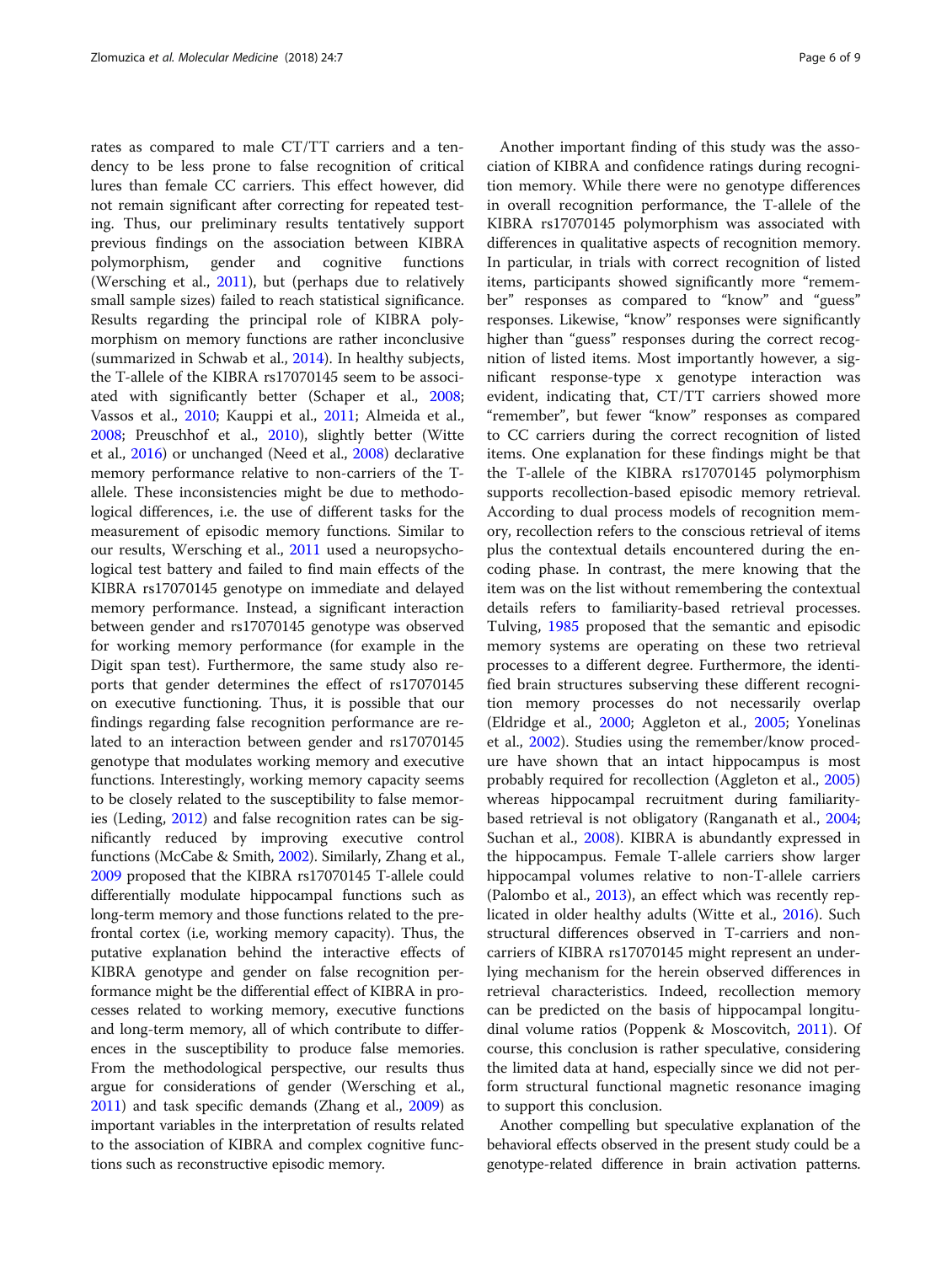rates as compared to male CT/TT carriers and a tendency to be less prone to false recognition of critical lures than female CC carriers. This effect however, did not remain significant after correcting for repeated testing. Thus, our preliminary results tentatively support previous findings on the association between KIBRA polymorphism, gender and cognitive functions (Wersching et al., 2011), but (perhaps due to relatively small sample sizes) failed to reach statistical significance. Results regarding the principal role of KIBRA polymorphism on memory functions are rather inconclusive (summarized in Schwab et al., 2014). In healthy subjects, the T-allele of the KIBRA rs17070145 seem to be associated with significantly better (Schaper et al., 2008; Vassos et al., 2010; Kauppi et al., 2011; Almeida et al., 2008; Preuschhof et al., 2010), slightly better (Witte et al., 2016) or unchanged (Need et al., 2008) declarative memory performance relative to non-carriers of the T-allele. These inconsistencies might be due to methodological differences, i.e. the use of different tasks for the measurement of episodic memory functions. Similar to our results, Wersching et al., 2011 used a neuropsychological test battery and failed to find main effects of the KIBRA rs17070145 genotype on immediate and delayed memory performance. Instead, a significant interaction between gender and rs17070145 genotype was observed for working memory performance (for example in the Digit span test). Furthermore, the same study also reports that gender determines the effect of rs17070145 on executive functioning. Thus, it is possible that our findings regarding false recognition performance are related to an interaction between gender and rs17070145 genotype that modulates working memory and executive functions. Interestingly, working memory capacity seems to be closely related to the susceptibility to false memories (Leding, 2012) and false recognition rates can be significantly reduced by improving executive control functions (McCabe & Smith, 2002). Similarly, Zhang et al., 2009 proposed that the KIBRA rs17070145 T-allele could differentially modulate hippocampal functions such as long-term memory and those functions related to the prefrontal cortex (i.e, working memory capacity). Thus, the putative explanation behind the interactive effects of KIBRA genotype and gender on false recognition performance might be the differential effect of KIBRA in processes related to working memory, executive functions and long-term memory, all of which contribute to differences in the susceptibility to produce false memories. From the methodological perspective, our results thus argue for considerations of gender (Wersching et al., 2011) and task specific demands (Zhang et al., 2009) as important variables in the interpretation of results related to the association of KIBRA and complex cognitive functions such as reconstructive episodic memory.

Another important finding of this study was the association of KIBRA and confidence ratings during recognition memory. While there were no genotype differences in overall recognition performance, the T-allele of the KIBRA rs17070145 polymorphism was associated with differences in qualitative aspects of recognition memory. In particular, in trials with correct recognition of listed items, participants showed significantly more "remember" responses as compared to "know" and "guess" responses. Likewise, "know" responses were significantly higher than "guess" responses during the correct recognition of listed items. Most importantly however, a significant response-type x genotype interaction was evident, indicating that, CT/TT carriers showed more "remember", but fewer "know" responses as compared to CC carriers during the correct recognition of listed items. One explanation for these findings might be that the T-allele of the KIBRA rs17070145 polymorphism supports recollection-based episodic memory retrieval. According to dual process models of recognition memory, recollection refers to the conscious retrieval of items plus the contextual details encountered during the encoding phase. In contrast, the mere knowing that the item was on the list without remembering the contextual details refers to familiarity-based retrieval processes. Tulving, 1985 proposed that the semantic and episodic memory systems are operating on these two retrieval processes to a different degree. Furthermore, the identified brain structures subserving these different recognition memory processes do not necessarily overlap (Eldridge et al., 2000; Aggleton et al., 2005; Yonelinas et al., 2002). Studies using the remember/know procedure have shown that an intact hippocampus is most probably required for recollection (Aggleton et al., 2005) whereas hippocampal recruitment during familiarity-based retrieval is not obligatory (Ranganath et al., 2004; Suchan et al., 2008). KIBRA is abundantly expressed in the hippocampus. Female T-allele carriers show larger hippocampal volumes relative to non-T-allele carriers (Palombo et al., 2013), an effect which was recently replicated in older healthy adults (Witte et al., 2016). Such structural differences observed in T-carriers and non-carriers of KIBRA rs17070145 might represent an underlying mechanism for the herein observed differences in retrieval characteristics. Indeed, recollection memory can be predicted on the basis of hippocampal longitudinal volume ratios (Poppenk & Moscovitch, 2011). Of course, this conclusion is rather speculative, considering the limited data at hand, especially since we did not perform structural functional magnetic resonance imaging to support this conclusion.

Another compelling but speculative explanation of the behavioral effects observed in the present study could be a genotype-related difference in brain activation patterns.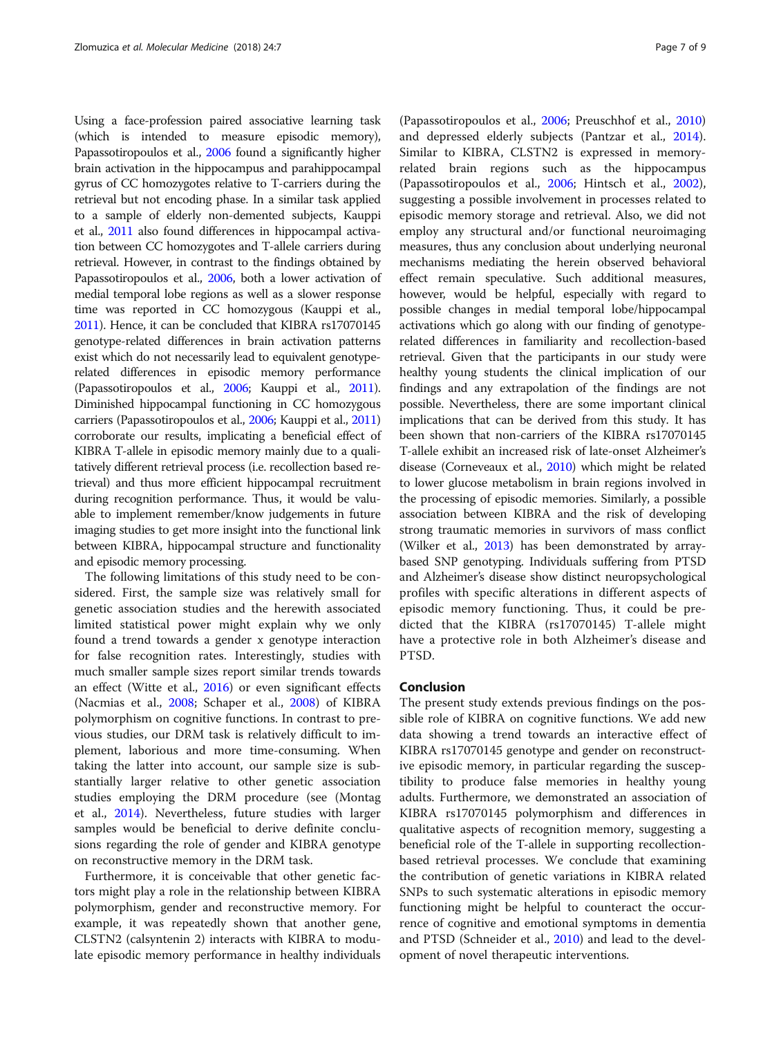Using a face-profession paired associative learning task (which is intended to measure episodic memory), Papassotiropoulos et al., 2006 found a significantly higher brain activation in the hippocampus and parahippocampal gyrus of CC homozygotes relative to T-carriers during the retrieval but not encoding phase. In a similar task applied to a sample of elderly non-demented subjects, Kauppi et al., 2011 also found differences in hippocampal activation between CC homozygotes and T-allele carriers during retrieval. However, in contrast to the findings obtained by Papassotiropoulos et al., 2006, both a lower activation of medial temporal lobe regions as well as a slower response time was reported in CC homozygous (Kauppi et al., 2011). Hence, it can be concluded that KIBRA rs17070145 genotype-related differences in brain activation patterns exist which do not necessarily lead to equivalent genotype-related differences in episodic memory performance (Papassotiropoulos et al., 2006; Kauppi et al., 2011). Diminished hippocampal functioning in CC homozygous carriers (Papassotiropoulos et al., 2006; Kauppi et al., 2011) corroborate our results, implicating a beneficial effect of KIBRA T-allele in episodic memory mainly due to a qualitatively different retrieval process (i.e. recollection based retrieval) and thus more efficient hippocampal recruitment during recognition performance. Thus, it would be valuable to implement remember/know judgements in future imaging studies to get more insight into the functional link between KIBRA, hippocampal structure and functionality and episodic memory processing.

The following limitations of this study need to be considered. First, the sample size was relatively small for genetic association studies and the herewith associated limited statistical power might explain why we only found a trend towards a gender x genotype interaction for false recognition rates. Interestingly, studies with much smaller sample sizes report similar trends towards an effect (Witte et al., 2016) or even significant effects (Nacmias et al., 2008; Schaper et al., 2008) of KIBRA polymorphism on cognitive functions. In contrast to previous studies, our DRM task is relatively difficult to implement, laborious and more time-consuming. When taking the latter into account, our sample size is substantially larger relative to other genetic association studies employing the DRM procedure (see (Montag et al., 2014). Nevertheless, future studies with larger samples would be beneficial to derive definite conclusions regarding the role of gender and KIBRA genotype on reconstructive memory in the DRM task.

Furthermore, it is conceivable that other genetic factors might play a role in the relationship between KIBRA polymorphism, gender and reconstructive memory. For example, it was repeatedly shown that another gene, CLSTN2 (calsyntenin 2) interacts with KIBRA to modulate episodic memory performance in healthy individuals (Papassotiropoulos et al., 2006; Preuschhof et al., 2010) and depressed elderly subjects (Pantzar et al., 2014). Similar to KIBRA, CLSTN2 is expressed in memory-related brain regions such as the hippocampus (Papassotiropoulos et al., 2006; Hintsch et al., 2002), suggesting a possible involvement in processes related to episodic memory storage and retrieval. Also, we did not employ any structural and/or functional neuroimaging measures, thus any conclusion about underlying neuronal mechanisms mediating the herein observed behavioral effect remain speculative. Such additional measures, however, would be helpful, especially with regard to possible changes in medial temporal lobe/hippocampal activations which go along with our finding of genotype-related differences in familiarity and recollection-based retrieval. Given that the participants in our study were healthy young students the clinical implication of our findings and any extrapolation of the findings are not possible. Nevertheless, there are some important clinical implications that can be derived from this study. It has been shown that non-carriers of the KIBRA rs17070145 T-allele exhibit an increased risk of late-onset Alzheimer's disease (Corneveaux et al., 2010) which might be related to lower glucose metabolism in brain regions involved in the processing of episodic memories. Similarly, a possible association between KIBRA and the risk of developing strong traumatic memories in survivors of mass conflict (Wilker et al., 2013) has been demonstrated by array-based SNP genotyping. Individuals suffering from PTSD and Alzheimer's disease show distinct neuropsychological profiles with specific alterations in different aspects of episodic memory functioning. Thus, it could be predicted that the KIBRA (rs17070145) T-allele might have a protective role in both Alzheimer's disease and PTSD.

## Conclusion

The present study extends previous findings on the possible role of KIBRA on cognitive functions. We add new data showing a trend towards an interactive effect of KIBRA rs17070145 genotype and gender on reconstructive episodic memory, in particular regarding the susceptibility to produce false memories in healthy young adults. Furthermore, we demonstrated an association of KIBRA rs17070145 polymorphism and differences in qualitative aspects of recognition memory, suggesting a beneficial role of the T-allele in supporting recollection-based retrieval processes. We conclude that examining the contribution of genetic variations in KIBRA related SNPs to such systematic alterations in episodic memory functioning might be helpful to counteract the occurrence of cognitive and emotional symptoms in dementia and PTSD (Schneider et al., 2010) and lead to the development of novel therapeutic interventions.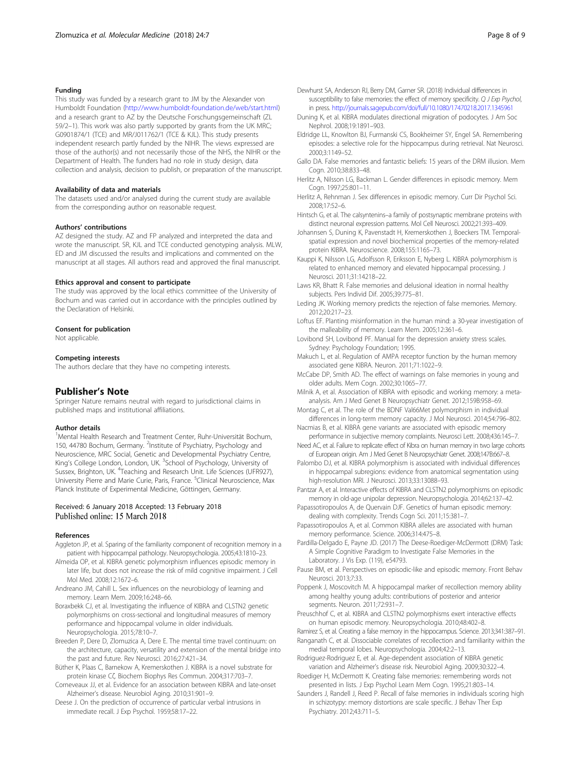### Funding

This study was funded by a research grant to JM by the Alexander von Humboldt Foundation (http://www.humboldt-foundation.de/web/start.html) and a research grant to AZ by the Deutsche Forschungsgemeinschaft (ZL 59/2–1). This work was also partly supported by grants from the UK MRC; G0901874/1 (TCE) and MR/J011762/1 (TCE & KJL). This study presents independent research partly funded by the NIHR. The views expressed are those of the author(s) and not necessarily those of the NHS, the NIHR or the Department of Health. The funders had no role in study design, data collection and analysis, decision to publish, or preparation of the manuscript.

### Availability of data and materials

The datasets used and/or analysed during the current study are available from the corresponding author on reasonable request.

### Authors' contributions

AZ designed the study. AZ and FP analyzed and interpreted the data and wrote the manuscript. SR, KJL and TCE conducted genotyping analysis. MLW, ED and JM discussed the results and implications and commented on the manuscript at all stages. All authors read and approved the final manuscript.

### Ethics approval and consent to participate

The study was approved by the local ethics committee of the University of Bochum and was carried out in accordance with the principles outlined by the Declaration of Helsinki.

### Consent for publication

Not applicable.

### Competing interests

The authors declare that they have no competing interests.

## Publisher's Note

Springer Nature remains neutral with regard to jurisdictional claims in published maps and institutional affiliations.

### Author details

[1]Mental Health Research and Treatment Center, Ruhr-Universität Bochum, 150, 44780 Bochum, Germany. [2]Institute of Psychiatry, Psychology and Neuroscience, MRC Social, Genetic and Developmental Psychiatry Centre, King's College London, London, UK. [3]School of Psychology, University of Sussex, Brighton, UK. [4]Teaching and Research Unit. Life Sciences (UFR927), University Pierre and Marie Curie, Paris, France. [5]Clinical Neuroscience, Max Planck Institute of Experimental Medicine, Göttingen, Germany.

Received: 6 January 2018 Accepted: 13 February 2018
Published online: 15 March 2018

### References

Aggleton JP, et al. Sparing of the familiarity component of recognition memory in a patient with hippocampal pathology. Neuropsychologia. 2005;43:1810–23.

Almeida OP, et al. KIBRA genetic polymorphism influences episodic memory in later life, but does not increase the risk of mild cognitive impairment. J Cell Mol Med. 2008;12:1672–6.

Andreano JM, Cahill L. Sex influences on the neurobiology of learning and memory. Learn Mem. 2009;16:248–66.

Boraxbekk CJ, et al. Investigating the influence of KIBRA and CLSTN2 genetic polymorphisms on cross-sectional and longitudinal measures of memory performance and hippocampal volume in older individuals. Neuropsychologia. 2015;78:10–7.

Breeden P, Dere D, Zlomuzica A, Dere E. The mental time travel continuum: on the architecture, capacity, versatility and extension of the mental bridge into the past and future. Rev Neurosci. 2016;27:421–34.

Büther K, Plaas C, Barnekow A, Kremerskothen J. KIBRA is a novel substrate for protein kinase Cζ. Biochem Biophys Res Commun. 2004;317:703–7.

Corneveaux JJ, et al. Evidence for an association between KIBRA and late-onset Alzheimer's disease. Neurobiol Aging. 2010;31:901–9.

Deese J. On the prediction of occurrence of particular verbal intrusions in immediate recall. J Exp Psychol. 1959;58:17–22.

Dewhurst SA, Anderson RJ, Berry DM, Garner SR. (2018) Individual differences in susceptibility to false memories: the effect of memory specificity. *Q J Exp Psychol*, in press. http://journals.sagepub.com/doi/full/10.1080/17470218.2017.1345961

Duning K, et al. KIBRA modulates directional migration of podocytes. J Am Soc Nephrol. 2008;19:1891–903.

Eldridge LL, Knowlton BJ, Furmanski CS, Bookheimer SY, Engel SA. Remembering episodes: a selective role for the hippocampus during retrieval. Nat Neurosci. 2000;3:1149–52.

Gallo DA. False memories and fantastic beliefs: 15 years of the DRM illusion. Mem Cogn. 2010;38:833–48.

Herlitz A, Nilsson LG, Backman L. Gender differences in episodic memory. Mem Cogn. 1997;25:801–11.

Herlitz A, Rehnman J. Sex differences in episodic memory. Curr Dir Psychol Sci. 2008;17:52–6.

Hintsch G, et al. The calsyntenins–a family of postsynaptic membrane proteins with distinct neuronal expression patterns. Mol Cell Neurosci. 2002;21:393–409.

Johannsen S, Duning K, Pavenstadt H, Kremerskothen J, Boeckers TM. Temporal-spatial expression and novel biochemical properties of the memory-related protein KIBRA. Neuroscience. 2008;155:1165–73.

Kauppi K, Nilsson LG, Adolfsson R, Eriksson E, Nyberg L. KIBRA polymorphism is related to enhanced memory and elevated hippocampal processing. J Neurosci. 2011;31:14218–22.

Laws KR, Bhatt R. False memories and delusional ideation in normal healthy subjects. Pers Individ Dif. 2005;39:775–81.

Leding JK. Working memory predicts the rejection of false memories. Memory. 2012;20:217–23.

Loftus EF. Planting misinformation in the human mind: a 30-year investigation of the malleability of memory. Learn Mem. 2005;12:361–6.

Lovibond SH, Lovibond PF. Manual for the depression anxiety stress scales. Sydney: Psychology Foundation; 1995.

Makuch L, et al. Regulation of AMPA receptor function by the human memory associated gene KIBRA. Neuron. 2011;71:1022–9.

McCabe DP, Smith AD. The effect of warnings on false memories in young and older adults. Mem Cogn. 2002;30:1065–77.

Milnik A, et al. Association of KIBRA with episodic and working memory: a meta-analysis. Am J Med Genet B Neuropsychiatr Genet. 2012;159B:958–69.

Montag C, et al. The role of the BDNF Val66Met polymorphism in individual differences in long-term memory capacity. J Mol Neurosci. 2014;54:796–802.

Nacmias B, et al. KIBRA gene variants are associated with episodic memory performance in subjective memory complaints. Neurosci Lett. 2008;436:145–7.

Need AC, et al. Failure to replicate effect of Kibra on human memory in two large cohorts of European origin. Am J Med Genet B Neuropsychiatr Genet. 2008;147B:667–8.

Palombo DJ, et al. KIBRA polymorphism is associated with individual differences in hippocampal subregions: evidence from anatomical segmentation using high-resolution MRI. J Neurosci. 2013;33:13088–93.

Pantzar A, et al. Interactive effects of KIBRA and CLSTN2 polymorphisms on episodic memory in old-age unipolar depression. Neuropsychologia. 2014;62:137–42.

Papassotiropoulos A, de Quervain DJF. Genetics of human episodic memory: dealing with complexity. Trends Cogn Sci. 2011;15:381–7.

Papassotiropoulos A, et al. Common KIBRA alleles are associated with human memory performance. Science. 2006;314:475–8.

Pardilla-Delgado E, Payne JD. (2017) The Deese-Roediger-McDermott (DRM) Task: A Simple Cognitive Paradigm to Investigate False Memories in the Laboratory. J Vis Exp. (119), e54793.

Pause BM, et al. Perspectives on episodic-like and episodic memory. Front Behav Neurosci. 2013;7:33.

Poppenk J, Moscovitch M. A hippocampal marker of recollection memory ability among healthy young adults: contributions of posterior and anterior segments. Neuron. 2011;72:931–7.

Preuschhof C, et al. KIBRA and CLSTN2 polymorphisms exert interactive effects on human episodic memory. Neuropsychologia. 2010;48:402–8.

Ramirez S, et al. Creating a false memory in the hippocampus. Science. 2013;341:387–91.

Ranganath C, et al. Dissociable correlates of recollection and familiarity within the medial temporal lobes. Neuropsychologia. 2004;42:2–13.

Rodriguez-Rodriguez E, et al. Age-dependent association of KIBRA genetic variation and Alzheimer's disease risk. Neurobiol Aging. 2009;30:322–4.

Roediger H, McDermott K. Creating false memories: remembering words not presented in lists. J Exp Psychol Learn Mem Cogn. 1995;21:803–14.

Saunders J, Randell J, Reed P. Recall of false memories in individuals scoring high in schizotypy: memory distortions are scale specific. J Behav Ther Exp Psychiatry. 2012;43:711–5.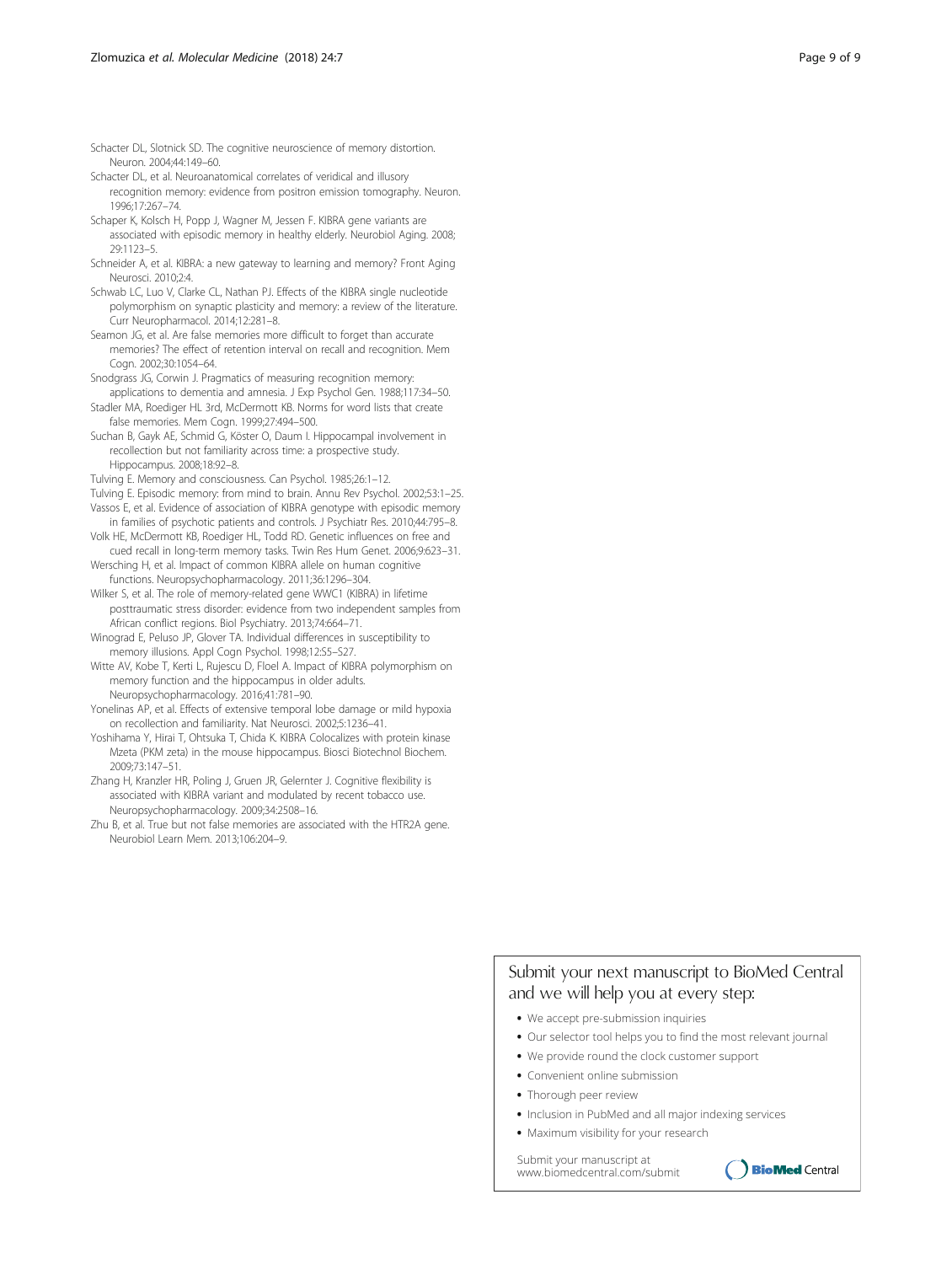Schacter DL, Slotnick SD. The cognitive neuroscience of memory distortion. Neuron. 2004;44:149–60.

Schacter DL, et al. Neuroanatomical correlates of veridical and illusory recognition memory: evidence from positron emission tomography. Neuron. 1996;17:267–74.

Schaper K, Kolsch H, Popp J, Wagner M, Jessen F. KIBRA gene variants are associated with episodic memory in healthy elderly. Neurobiol Aging. 2008; 29:1123–5.

Schneider A, et al. KIBRA: a new gateway to learning and memory? Front Aging Neurosci. 2010;2:4.

Schwab LC, Luo V, Clarke CL, Nathan PJ. Effects of the KIBRA single nucleotide polymorphism on synaptic plasticity and memory: a review of the literature. Curr Neuropharmacol. 2014;12:281–8.

Seamon JG, et al. Are false memories more difficult to forget than accurate memories? The effect of retention interval on recall and recognition. Mem Cogn. 2002;30:1054–64.

Snodgrass JG, Corwin J. Pragmatics of measuring recognition memory: applications to dementia and amnesia. J Exp Psychol Gen. 1988;117:34–50.

Stadler MA, Roediger HL 3rd, McDermott KB. Norms for word lists that create false memories. Mem Cogn. 1999;27:494–500.

Suchan B, Gayk AE, Schmid G, Köster O, Daum I. Hippocampal involvement in recollection but not familiarity across time: a prospective study. Hippocampus. 2008;18:92–8.

Tulving E. Memory and consciousness. Can Psychol. 1985;26:1–12.

Tulving E. Episodic memory: from mind to brain. Annu Rev Psychol. 2002;53:1–25.

Vassos E, et al. Evidence of association of KIBRA genotype with episodic memory in families of psychotic patients and controls. J Psychiatr Res. 2010;44:795–8.

Volk HE, McDermott KB, Roediger HL, Todd RD. Genetic influences on free and cued recall in long-term memory tasks. Twin Res Hum Genet. 2006;9:623–31.

Wersching H, et al. Impact of common KIBRA allele on human cognitive functions. Neuropsychopharmacology. 2011;36:1296–304.

Wilker S, et al. The role of memory-related gene WWC1 (KIBRA) in lifetime posttraumatic stress disorder: evidence from two independent samples from African conflict regions. Biol Psychiatry. 2013;74:664–71.

Winograd E, Peluso JP, Glover TA. Individual differences in susceptibility to memory illusions. Appl Cogn Psychol. 1998;12:S5–S27.

Witte AV, Kobe T, Kerti L, Rujescu D, Floel A. Impact of KIBRA polymorphism on memory function and the hippocampus in older adults. Neuropsychopharmacology. 2016;41:781–90.

Yonelinas AP, et al. Effects of extensive temporal lobe damage or mild hypoxia on recollection and familiarity. Nat Neurosci. 2002;5:1236–41.

Yoshihama Y, Hirai T, Ohtsuka T, Chida K. KIBRA Colocalizes with protein kinase Mzeta (PKM zeta) in the mouse hippocampus. Biosci Biotechnol Biochem. 2009;73:147–51.

Zhang H, Kranzler HR, Poling J, Gruen JR, Gelernter J. Cognitive flexibility is associated with KIBRA variant and modulated by recent tobacco use. Neuropsychopharmacology. 2009;34:2508–16.

Zhu B, et al. True but not false memories are associated with the HTR2A gene. Neurobiol Learn Mem. 2013;106:204–9.

Submit your next manuscript to BioMed Central and we will help you at every step:

- We accept pre-submission inquiries
- Our selector tool helps you to find the most relevant journal
- We provide round the clock customer support
- Convenient online submission
- Thorough peer review
- Inclusion in PubMed and all major indexing services
- Maximum visibility for your research

Submit your manuscript at www.biomedcentral.com/submit

BioMed Central